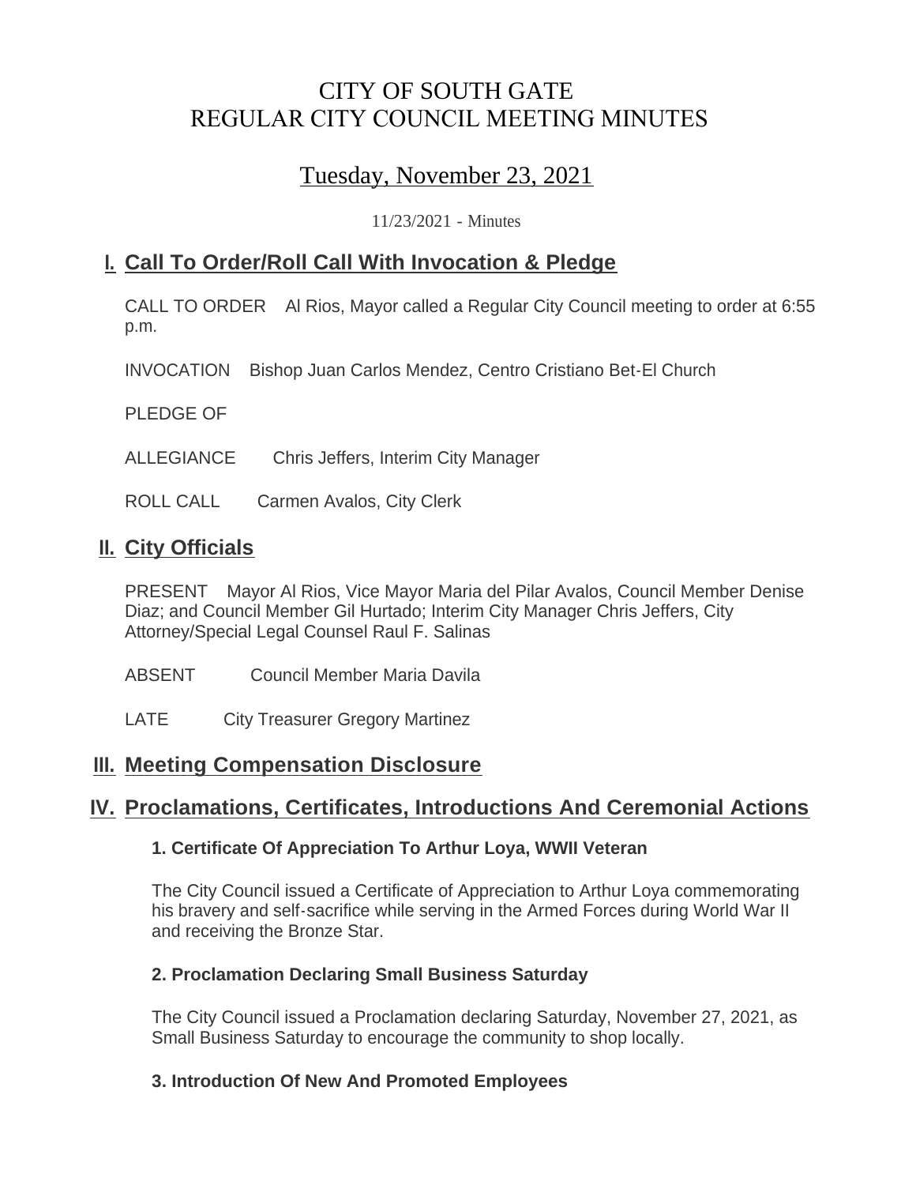# CITY OF SOUTH GATE
# REGULAR CITY COUNCIL MEETING MINUTES

## Tuesday, November 23, 2021

11/23/2021 - Minutes

## I. Call To Order/Roll Call With Invocation & Pledge

CALL TO ORDER Al Rios, Mayor called a Regular City Council meeting to order at 6:55 p.m.

INVOCATION Bishop Juan Carlos Mendez, Centro Cristiano Bet-El Church

PLEDGE OF

ALLEGIANCE Chris Jeffers, Interim City Manager

ROLL CALL Carmen Avalos, City Clerk

## II. City Officials

PRESENT Mayor Al Rios, Vice Mayor Maria del Pilar Avalos, Council Member Denise Diaz; and Council Member Gil Hurtado; Interim City Manager Chris Jeffers, City Attorney/Special Legal Counsel Raul F. Salinas

ABSENT Council Member Maria Davila

LATE City Treasurer Gregory Martinez

## III. Meeting Compensation Disclosure

## IV. Proclamations, Certificates, Introductions And Ceremonial Actions

### 1. Certificate Of Appreciation To Arthur Loya, WWII Veteran

The City Council issued a Certificate of Appreciation to Arthur Loya commemorating his bravery and self-sacrifice while serving in the Armed Forces during World War II and receiving the Bronze Star.

### 2. Proclamation Declaring Small Business Saturday

The City Council issued a Proclamation declaring Saturday, November 27, 2021, as Small Business Saturday to encourage the community to shop locally.

### 3. Introduction Of New And Promoted Employees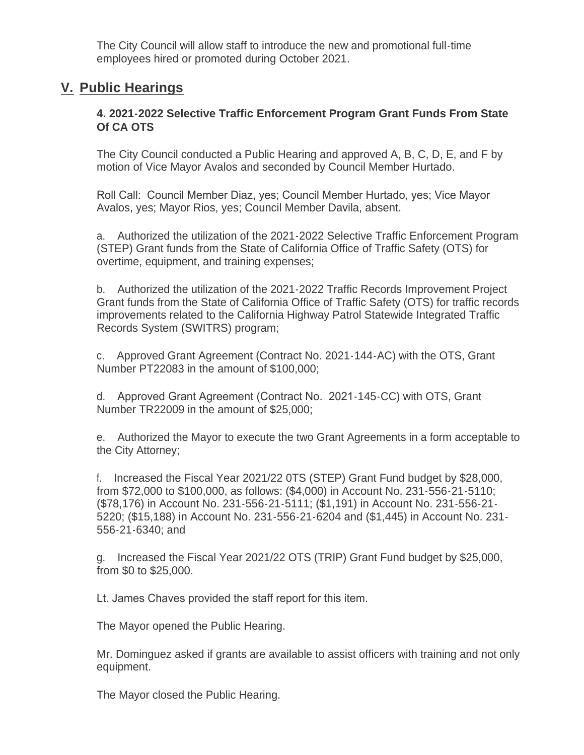The City Council will allow staff to introduce the new and promotional full-time employees hired or promoted during October 2021.

## V. Public Hearings

**4. 2021-2022 Selective Traffic Enforcement Program Grant Funds From State Of CA OTS**

The City Council conducted a Public Hearing and approved A, B, C, D, E, and F by motion of Vice Mayor Avalos and seconded by Council Member Hurtado.

Roll Call: Council Member Diaz, yes; Council Member Hurtado, yes; Vice Mayor Avalos, yes; Mayor Rios, yes; Council Member Davila, absent.

a. Authorized the utilization of the 2021-2022 Selective Traffic Enforcement Program (STEP) Grant funds from the State of California Office of Traffic Safety (OTS) for overtime, equipment, and training expenses;

b. Authorized the utilization of the 2021-2022 Traffic Records Improvement Project Grant funds from the State of California Office of Traffic Safety (OTS) for traffic records improvements related to the California Highway Patrol Statewide Integrated Traffic Records System (SWITRS) program;

c. Approved Grant Agreement (Contract No. 2021-144-AC) with the OTS, Grant Number PT22083 in the amount of $100,000;

d. Approved Grant Agreement (Contract No. 2021-145-CC) with OTS, Grant Number TR22009 in the amount of $25,000;

e. Authorized the Mayor to execute the two Grant Agreements in a form acceptable to the City Attorney;

f. Increased the Fiscal Year 2021/22 0TS (STEP) Grant Fund budget by $28,000, from $72,000 to $100,000, as follows: ($4,000) in Account No. 231-556-21-5110; ($78,176) in Account No. 231-556-21-5111; ($1,191) in Account No. 231-556-21-5220; ($15,188) in Account No. 231-556-21-6204 and ($1,445) in Account No. 231-556-21-6340; and

g. Increased the Fiscal Year 2021/22 OTS (TRIP) Grant Fund budget by $25,000, from $0 to $25,000.

Lt. James Chaves provided the staff report for this item.

The Mayor opened the Public Hearing.

Mr. Dominguez asked if grants are available to assist officers with training and not only equipment.

The Mayor closed the Public Hearing.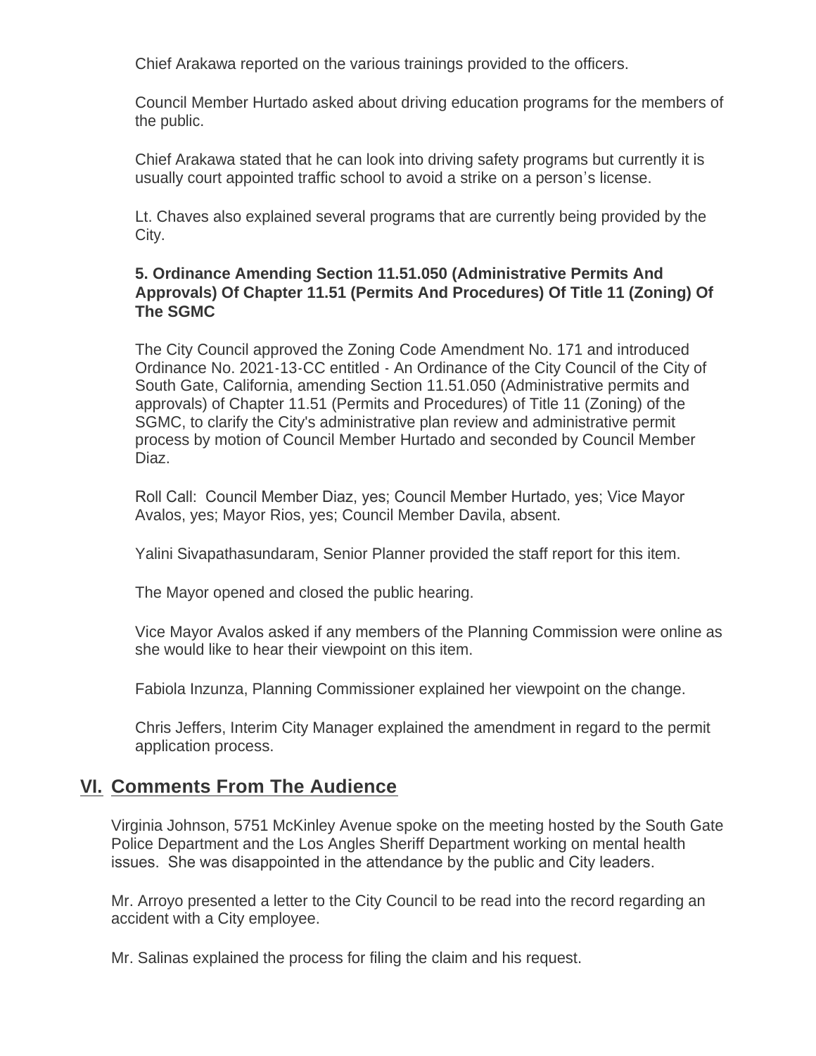Chief Arakawa reported on the various trainings provided to the officers.

Council Member Hurtado asked about driving education programs for the members of the public.

Chief Arakawa stated that he can look into driving safety programs but currently it is usually court appointed traffic school to avoid a strike on a person's license.

Lt. Chaves also explained several programs that are currently being provided by the City.

**5. Ordinance Amending Section 11.51.050 (Administrative Permits And Approvals) Of Chapter 11.51 (Permits And Procedures) Of Title 11 (Zoning) Of The SGMC**

The City Council approved the Zoning Code Amendment No. 171 and introduced Ordinance No. 2021-13-CC entitled - An Ordinance of the City Council of the City of South Gate, California, amending Section 11.51.050 (Administrative permits and approvals) of Chapter 11.51 (Permits and Procedures) of Title 11 (Zoning) of the SGMC, to clarify the City's administrative plan review and administrative permit process by motion of Council Member Hurtado and seconded by Council Member Diaz.

Roll Call: Council Member Diaz, yes; Council Member Hurtado, yes; Vice Mayor Avalos, yes; Mayor Rios, yes; Council Member Davila, absent.

Yalini Sivapathasundaram, Senior Planner provided the staff report for this item.

The Mayor opened and closed the public hearing.

Vice Mayor Avalos asked if any members of the Planning Commission were online as she would like to hear their viewpoint on this item.

Fabiola Inzunza, Planning Commissioner explained her viewpoint on the change.

Chris Jeffers, Interim City Manager explained the amendment in regard to the permit application process.

## VI. Comments From The Audience

Virginia Johnson, 5751 McKinley Avenue spoke on the meeting hosted by the South Gate Police Department and the Los Angles Sheriff Department working on mental health issues. She was disappointed in the attendance by the public and City leaders.

Mr. Arroyo presented a letter to the City Council to be read into the record regarding an accident with a City employee.

Mr. Salinas explained the process for filing the claim and his request.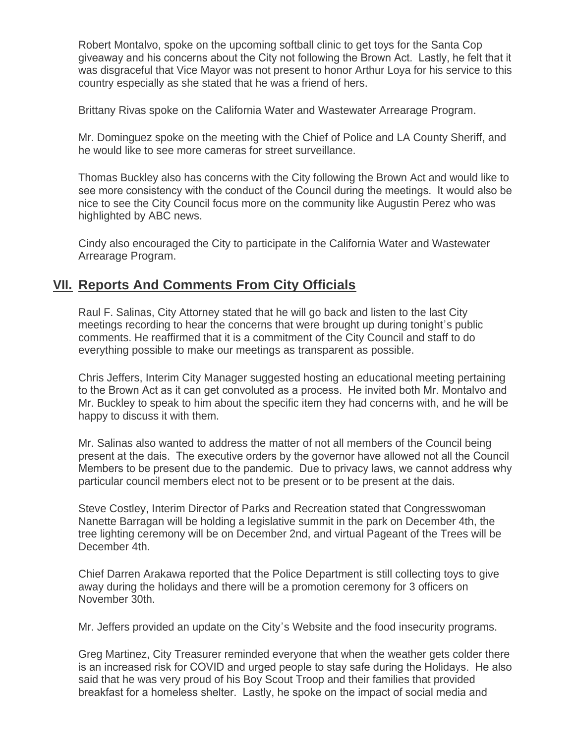Robert Montalvo, spoke on the upcoming softball clinic to get toys for the Santa Cop giveaway and his concerns about the City not following the Brown Act. Lastly, he felt that it was disgraceful that Vice Mayor was not present to honor Arthur Loya for his service to this country especially as she stated that he was a friend of hers.

Brittany Rivas spoke on the California Water and Wastewater Arrearage Program.

Mr. Dominguez spoke on the meeting with the Chief of Police and LA County Sheriff, and he would like to see more cameras for street surveillance.

Thomas Buckley also has concerns with the City following the Brown Act and would like to see more consistency with the conduct of the Council during the meetings. It would also be nice to see the City Council focus more on the community like Augustin Perez who was highlighted by ABC news.

Cindy also encouraged the City to participate in the California Water and Wastewater Arrearage Program.

## VII. Reports And Comments From City Officials

Raul F. Salinas, City Attorney stated that he will go back and listen to the last City meetings recording to hear the concerns that were brought up during tonight's public comments. He reaffirmed that it is a commitment of the City Council and staff to do everything possible to make our meetings as transparent as possible.

Chris Jeffers, Interim City Manager suggested hosting an educational meeting pertaining to the Brown Act as it can get convoluted as a process. He invited both Mr. Montalvo and Mr. Buckley to speak to him about the specific item they had concerns with, and he will be happy to discuss it with them.

Mr. Salinas also wanted to address the matter of not all members of the Council being present at the dais. The executive orders by the governor have allowed not all the Council Members to be present due to the pandemic. Due to privacy laws, we cannot address why particular council members elect not to be present or to be present at the dais.

Steve Costley, Interim Director of Parks and Recreation stated that Congresswoman Nanette Barragan will be holding a legislative summit in the park on December 4th, the tree lighting ceremony will be on December 2nd, and virtual Pageant of the Trees will be December 4th.

Chief Darren Arakawa reported that the Police Department is still collecting toys to give away during the holidays and there will be a promotion ceremony for 3 officers on November 30th.

Mr. Jeffers provided an update on the City's Website and the food insecurity programs.

Greg Martinez, City Treasurer reminded everyone that when the weather gets colder there is an increased risk for COVID and urged people to stay safe during the Holidays. He also said that he was very proud of his Boy Scout Troop and their families that provided breakfast for a homeless shelter. Lastly, he spoke on the impact of social media and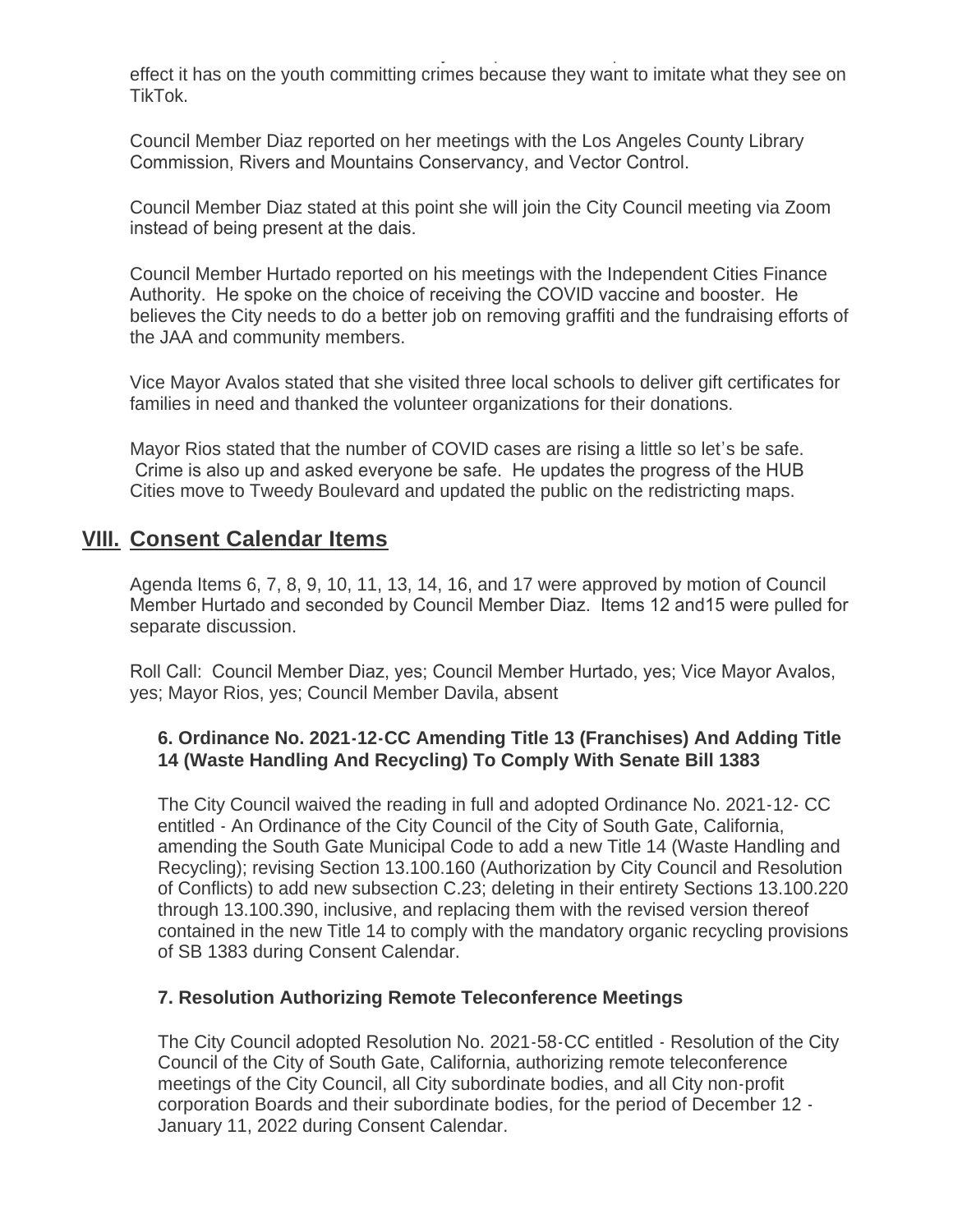effect it has on the youth committing crimes because they want to imitate what they see on TikTok.

Council Member Diaz reported on her meetings with the Los Angeles County Library Commission, Rivers and Mountains Conservancy, and Vector Control.

Council Member Diaz stated at this point she will join the City Council meeting via Zoom instead of being present at the dais.

Council Member Hurtado reported on his meetings with the Independent Cities Finance Authority. He spoke on the choice of receiving the COVID vaccine and booster. He believes the City needs to do a better job on removing graffiti and the fundraising efforts of the JAA and community members.

Vice Mayor Avalos stated that she visited three local schools to deliver gift certificates for families in need and thanked the volunteer organizations for their donations.

Mayor Rios stated that the number of COVID cases are rising a little so let's be safe. Crime is also up and asked everyone be safe. He updates the progress of the HUB Cities move to Tweedy Boulevard and updated the public on the redistricting maps.

## VIII. Consent Calendar Items

Agenda Items 6, 7, 8, 9, 10, 11, 13, 14, 16, and 17 were approved by motion of Council Member Hurtado and seconded by Council Member Diaz. Items 12 and15 were pulled for separate discussion.

Roll Call: Council Member Diaz, yes; Council Member Hurtado, yes; Vice Mayor Avalos, yes; Mayor Rios, yes; Council Member Davila, absent

**6. Ordinance No. 2021-12-CC Amending Title 13 (Franchises) And Adding Title 14 (Waste Handling And Recycling) To Comply With Senate Bill 1383**

The City Council waived the reading in full and adopted Ordinance No. 2021-12- CC entitled - An Ordinance of the City Council of the City of South Gate, California, amending the South Gate Municipal Code to add a new Title 14 (Waste Handling and Recycling); revising Section 13.100.160 (Authorization by City Council and Resolution of Conflicts) to add new subsection C.23; deleting in their entirety Sections 13.100.220 through 13.100.390, inclusive, and replacing them with the revised version thereof contained in the new Title 14 to comply with the mandatory organic recycling provisions of SB 1383 during Consent Calendar.

**7. Resolution Authorizing Remote Teleconference Meetings**

The City Council adopted Resolution No. 2021-58-CC entitled - Resolution of the City Council of the City of South Gate, California, authorizing remote teleconference meetings of the City Council, all City subordinate bodies, and all City non-profit corporation Boards and their subordinate bodies, for the period of December 12 - January 11, 2022 during Consent Calendar.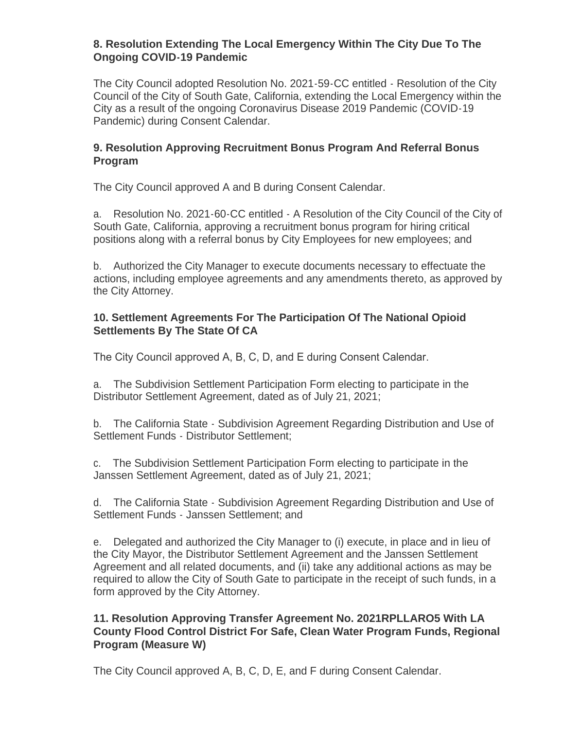**8. Resolution Extending The Local Emergency Within The City Due To The Ongoing COVID-19 Pandemic**

The City Council adopted Resolution No. 2021-59-CC entitled - Resolution of the City Council of the City of South Gate, California, extending the Local Emergency within the City as a result of the ongoing Coronavirus Disease 2019 Pandemic (COVID-19 Pandemic) during Consent Calendar.

**9. Resolution Approving Recruitment Bonus Program And Referral Bonus Program**

The City Council approved A and B during Consent Calendar.

a. Resolution No. 2021-60-CC entitled - A Resolution of the City Council of the City of South Gate, California, approving a recruitment bonus program for hiring critical positions along with a referral bonus by City Employees for new employees; and

b. Authorized the City Manager to execute documents necessary to effectuate the actions, including employee agreements and any amendments thereto, as approved by the City Attorney.

**10. Settlement Agreements For The Participation Of The National Opioid Settlements By The State Of CA**

The City Council approved A, B, C, D, and E during Consent Calendar.

a. The Subdivision Settlement Participation Form electing to participate in the Distributor Settlement Agreement, dated as of July 21, 2021;

b. The California State - Subdivision Agreement Regarding Distribution and Use of Settlement Funds - Distributor Settlement;

c. The Subdivision Settlement Participation Form electing to participate in the Janssen Settlement Agreement, dated as of July 21, 2021;

d. The California State - Subdivision Agreement Regarding Distribution and Use of Settlement Funds - Janssen Settlement; and

e. Delegated and authorized the City Manager to (i) execute, in place and in lieu of the City Mayor, the Distributor Settlement Agreement and the Janssen Settlement Agreement and all related documents, and (ii) take any additional actions as may be required to allow the City of South Gate to participate in the receipt of such funds, in a form approved by the City Attorney.

**11. Resolution Approving Transfer Agreement No. 2021RPLLARO5 With LA County Flood Control District For Safe, Clean Water Program Funds, Regional Program (Measure W)**

The City Council approved A, B, C, D, E, and F during Consent Calendar.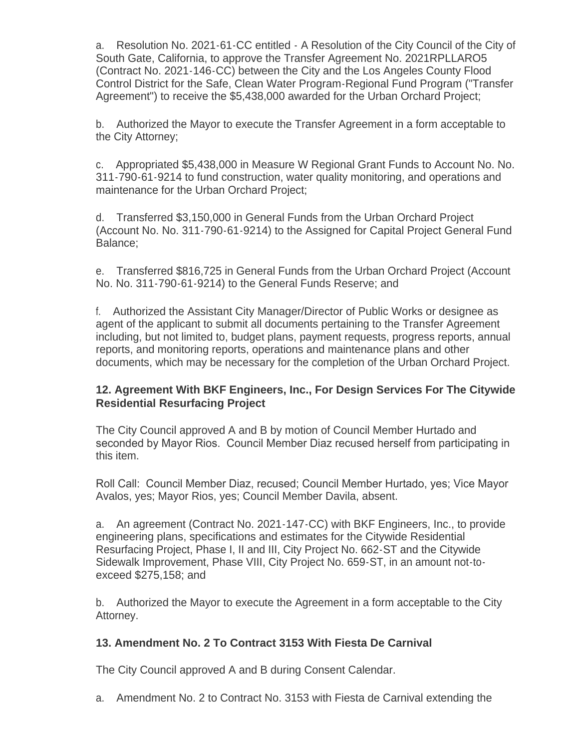a. Resolution No. 2021-61-CC entitled - A Resolution of the City Council of the City of South Gate, California, to approve the Transfer Agreement No. 2021RPLLARO5 (Contract No. 2021-146-CC) between the City and the Los Angeles County Flood Control District for the Safe, Clean Water Program-Regional Fund Program ("Transfer Agreement") to receive the $5,438,000 awarded for the Urban Orchard Project;

b. Authorized the Mayor to execute the Transfer Agreement in a form acceptable to the City Attorney;

c. Appropriated $5,438,000 in Measure W Regional Grant Funds to Account No. No. 311-790-61-9214 to fund construction, water quality monitoring, and operations and maintenance for the Urban Orchard Project;

d. Transferred $3,150,000 in General Funds from the Urban Orchard Project (Account No. No. 311-790-61-9214) to the Assigned for Capital Project General Fund Balance;

e. Transferred $816,725 in General Funds from the Urban Orchard Project (Account No. No. 311-790-61-9214) to the General Funds Reserve; and

f. Authorized the Assistant City Manager/Director of Public Works or designee as agent of the applicant to submit all documents pertaining to the Transfer Agreement including, but not limited to, budget plans, payment requests, progress reports, annual reports, and monitoring reports, operations and maintenance plans and other documents, which may be necessary for the completion of the Urban Orchard Project.

**12. Agreement With BKF Engineers, Inc., For Design Services For The Citywide Residential Resurfacing Project**

The City Council approved A and B by motion of Council Member Hurtado and seconded by Mayor Rios. Council Member Diaz recused herself from participating in this item.

Roll Call: Council Member Diaz, recused; Council Member Hurtado, yes; Vice Mayor Avalos, yes; Mayor Rios, yes; Council Member Davila, absent.

a. An agreement (Contract No. 2021-147-CC) with BKF Engineers, Inc., to provide engineering plans, specifications and estimates for the Citywide Residential Resurfacing Project, Phase I, II and III, City Project No. 662-ST and the Citywide Sidewalk Improvement, Phase VIII, City Project No. 659-ST, in an amount not-to-exceed $275,158; and

b. Authorized the Mayor to execute the Agreement in a form acceptable to the City Attorney.

**13. Amendment No. 2 To Contract 3153 With Fiesta De Carnival**

The City Council approved A and B during Consent Calendar.

a. Amendment No. 2 to Contract No. 3153 with Fiesta de Carnival extending the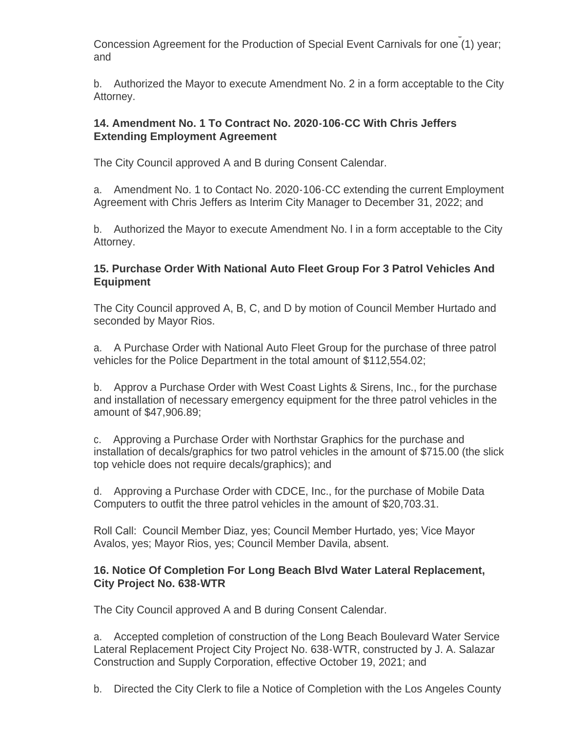Concession Agreement for the Production of Special Event Carnivals for one (1) year; and

b. Authorized the Mayor to execute Amendment No. 2 in a form acceptable to the City Attorney.

**14. Amendment No. 1 To Contract No. 2020-106-CC With Chris Jeffers Extending Employment Agreement**

The City Council approved A and B during Consent Calendar.

a. Amendment No. 1 to Contact No. 2020-106-CC extending the current Employment Agreement with Chris Jeffers as Interim City Manager to December 31, 2022; and

b. Authorized the Mayor to execute Amendment No. l in a form acceptable to the City Attorney.

**15. Purchase Order With National Auto Fleet Group For 3 Patrol Vehicles And Equipment**

The City Council approved A, B, C, and D by motion of Council Member Hurtado and seconded by Mayor Rios.

a. A Purchase Order with National Auto Fleet Group for the purchase of three patrol vehicles for the Police Department in the total amount of $112,554.02;

b. Approv a Purchase Order with West Coast Lights & Sirens, Inc., for the purchase and installation of necessary emergency equipment for the three patrol vehicles in the amount of $47,906.89;

c. Approving a Purchase Order with Northstar Graphics for the purchase and installation of decals/graphics for two patrol vehicles in the amount of $715.00 (the slick top vehicle does not require decals/graphics); and

d. Approving a Purchase Order with CDCE, Inc., for the purchase of Mobile Data Computers to outfit the three patrol vehicles in the amount of $20,703.31.

Roll Call: Council Member Diaz, yes; Council Member Hurtado, yes; Vice Mayor Avalos, yes; Mayor Rios, yes; Council Member Davila, absent.

**16. Notice Of Completion For Long Beach Blvd Water Lateral Replacement, City Project No. 638-WTR**

The City Council approved A and B during Consent Calendar.

a. Accepted completion of construction of the Long Beach Boulevard Water Service Lateral Replacement Project City Project No. 638-WTR, constructed by J. A. Salazar Construction and Supply Corporation, effective October 19, 2021; and

b. Directed the City Clerk to file a Notice of Completion with the Los Angeles County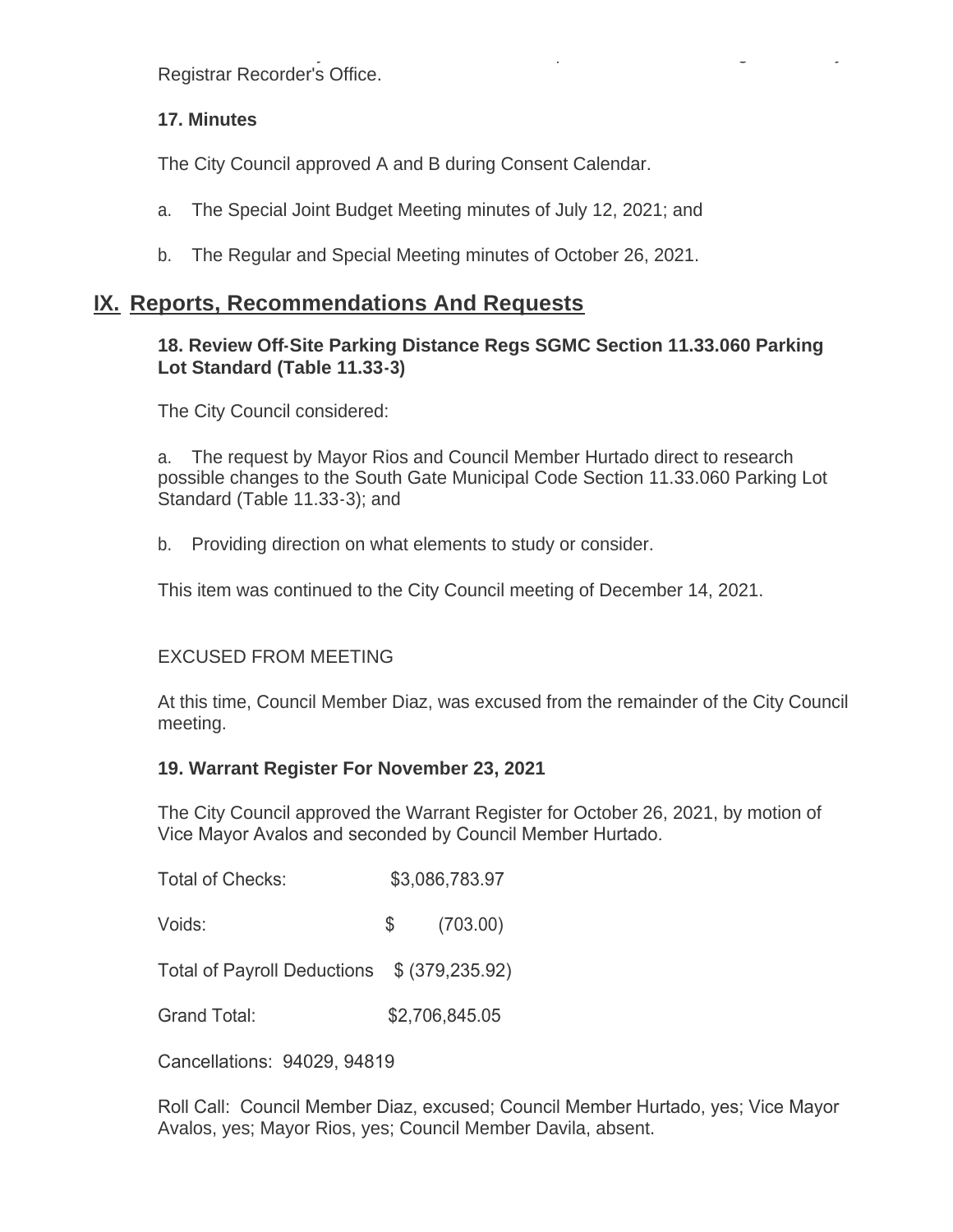Registrar Recorder's Office.

**17. Minutes**

The City Council approved A and B during Consent Calendar.

a. The Special Joint Budget Meeting minutes of July 12, 2021; and

b. The Regular and Special Meeting minutes of October 26, 2021.

## IX. Reports, Recommendations And Requests

**18. Review Off-Site Parking Distance Regs SGMC Section 11.33.060 Parking Lot Standard (Table 11.33-3)**

The City Council considered:

a. The request by Mayor Rios and Council Member Hurtado direct to research possible changes to the South Gate Municipal Code Section 11.33.060 Parking Lot Standard (Table 11.33-3); and

b. Providing direction on what elements to study or consider.

This item was continued to the City Council meeting of December 14, 2021.

EXCUSED FROM MEETING

At this time, Council Member Diaz, was excused from the remainder of the City Council meeting.

**19. Warrant Register For November 23, 2021**

The City Council approved the Warrant Register for October 26, 2021, by motion of Vice Mayor Avalos and seconded by Council Member Hurtado.

| | |
|---|---|
| Total of Checks: | $3,086,783.97 |
| Voids: | $ (703.00) |
| Total of Payroll Deductions | $ (379,235.92) |
| Grand Total: | $2,706,845.05 |

Cancellations: 94029, 94819

Roll Call: Council Member Diaz, excused; Council Member Hurtado, yes; Vice Mayor Avalos, yes; Mayor Rios, yes; Council Member Davila, absent.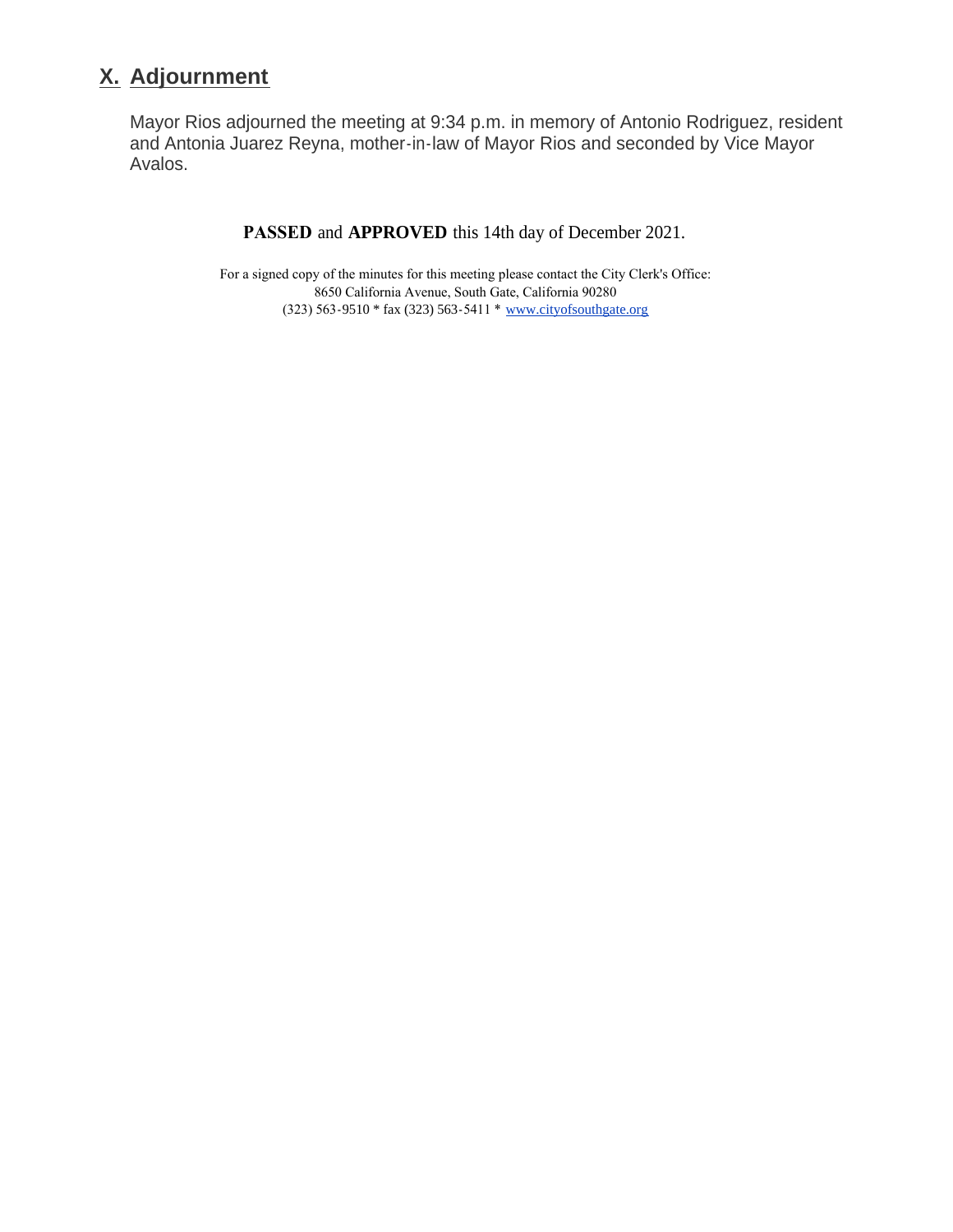## X. Adjournment

Mayor Rios adjourned the meeting at 9:34 p.m. in memory of Antonio Rodriguez, resident and Antonia Juarez Reyna, mother-in-law of Mayor Rios and seconded by Vice Mayor Avalos.

**PASSED** and **APPROVED** this 14th day of December 2021.

For a signed copy of the minutes for this meeting please contact the City Clerk's Office:
8650 California Avenue, South Gate, California 90280
(323) 563-9510 * fax (323) 563-5411 * [www.cityofsouthgate.org](http://www.cityofsouthgate.org)